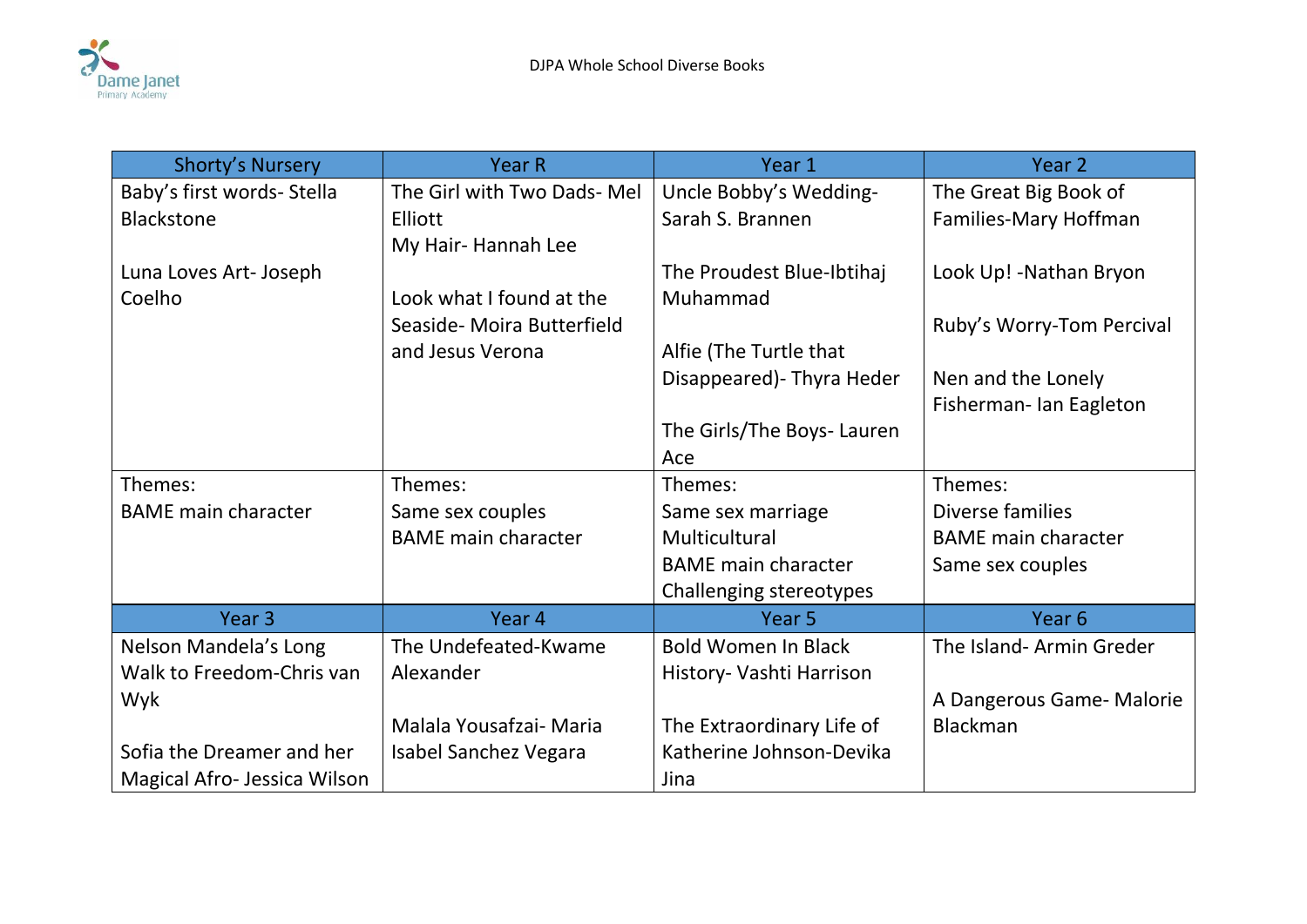# DJPA Whole School Diverse Books

| Shorty's Nursery | Year R | Year 1 | Year 2 |
|---|---|---|---|
| Baby's first words- Stella Blackstone<br><br>Luna Loves Art- Joseph Coelho | The Girl with Two Dads- Mel Elliott<br>My Hair- Hannah Lee<br><br>Look what I found at the Seaside- Moira Butterfield and Jesus Verona | Uncle Bobby's Wedding- Sarah S. Brannen<br><br>The Proudest Blue-Ibtihaj Muhammad<br><br>Alfie (The Turtle that Disappeared)- Thyra Heder<br><br>The Girls/The Boys- Lauren Ace | The Great Big Book of Families-Mary Hoffman<br><br>Look Up! -Nathan Bryon<br><br>Ruby's Worry-Tom Percival<br><br>Nen and the Lonely Fisherman- Ian Eagleton |
| Themes:<br>BAME main character | Themes:<br>Same sex couples<br>BAME main character | Themes:<br>Same sex marriage<br>Multicultural<br>BAME main character<br>Challenging stereotypes | Themes:<br>Diverse families<br>BAME main character<br>Same sex couples |
| **Year 3** | **Year 4** | **Year 5** | **Year 6** |
| Nelson Mandela's Long Walk to Freedom-Chris van Wyk<br><br>Sofia the Dreamer and her Magical Afro- Jessica Wilson | The Undefeated-Kwame Alexander<br><br>Malala Yousafzai- Maria Isabel Sanchez Vegara | Bold Women In Black History- Vashti Harrison<br><br>The Extraordinary Life of Katherine Johnson-Devika Jina | The Island- Armin Greder<br><br>A Dangerous Game- Malorie Blackman |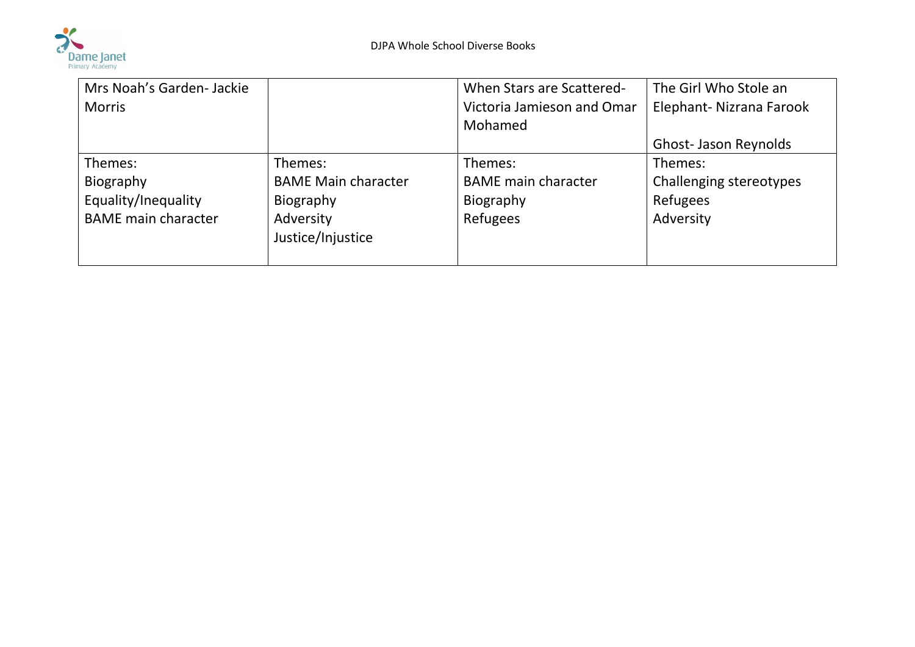| | | | |
|---|---|---|---|
| Mrs Noah's Garden- Jackie Morris | | When Stars are Scattered- Victoria Jamieson and Omar Mohamed | The Girl Who Stole an Elephant- Nizrana Farook<br><br>Ghost- Jason Reynolds |
| Themes:<br>Biography<br>Equality/Inequality<br>BAME main character | Themes:<br>BAME Main character<br>Biography<br>Adversity<br>Justice/Injustice | Themes:<br>BAME main character<br>Biography<br>Refugees | Themes:<br>Challenging stereotypes<br>Refugees<br>Adversity |